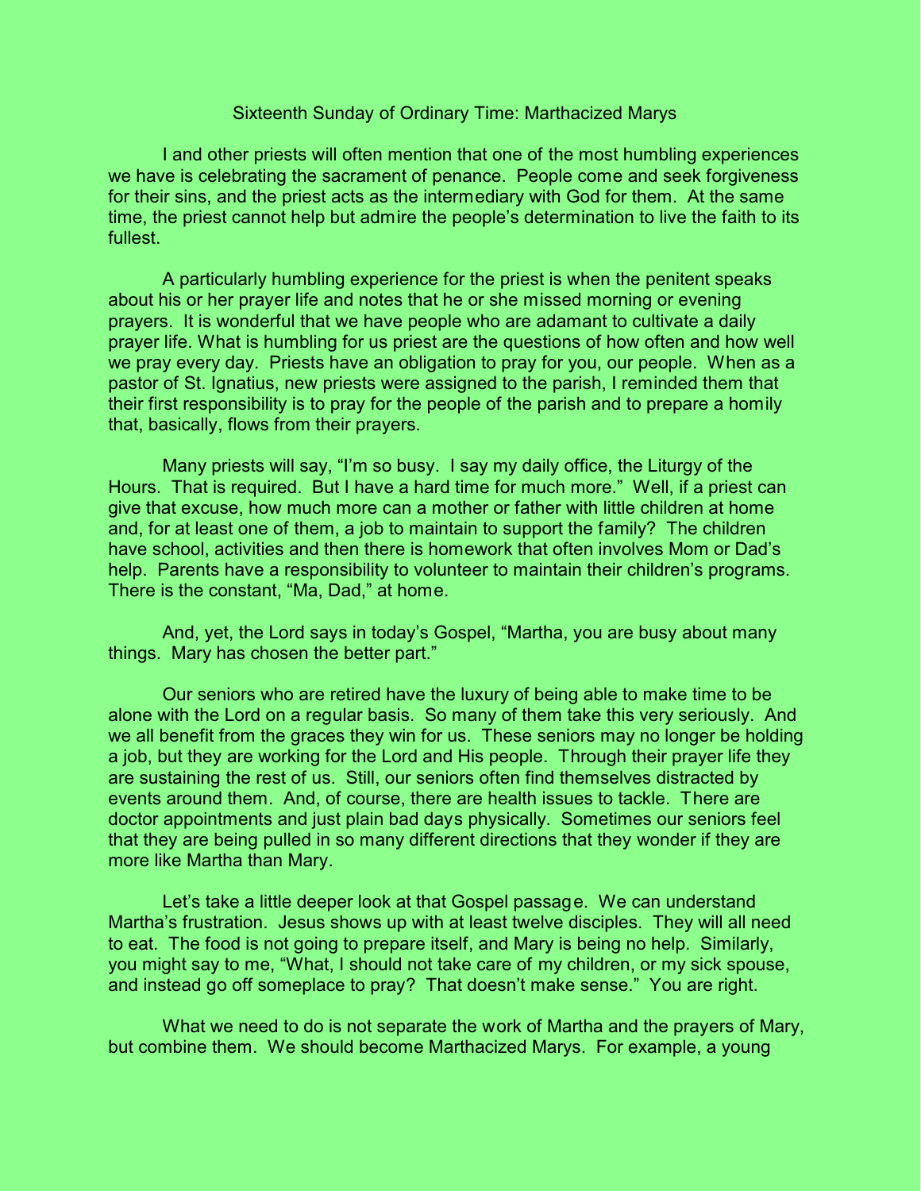# Sixteenth Sunday of Ordinary Time: Marthacized Marys

I and other priests will often mention that one of the most humbling experiences we have is celebrating the sacrament of penance. People come and seek forgiveness for their sins, and the priest acts as the intermediary with God for them. At the same time, the priest cannot help but admire the people's determination to live the faith to its fullest.

A particularly humbling experience for the priest is when the penitent speaks about his or her prayer life and notes that he or she missed morning or evening prayers. It is wonderful that we have people who are adamant to cultivate a daily prayer life. What is humbling for us priest are the questions of how often and how well we pray every day. Priests have an obligation to pray for you, our people. When as a pastor of St. Ignatius, new priests were assigned to the parish, I reminded them that their first responsibility is to pray for the people of the parish and to prepare a homily that, basically, flows from their prayers.

Many priests will say, "I'm so busy. I say my daily office, the Liturgy of the Hours. That is required. But I have a hard time for much more." Well, if a priest can give that excuse, how much more can a mother or father with little children at home and, for at least one of them, a job to maintain to support the family? The children have school, activities and then there is homework that often involves Mom or Dad's help. Parents have a responsibility to volunteer to maintain their children's programs. There is the constant, "Ma, Dad," at home.

And, yet, the Lord says in today's Gospel, "Martha, you are busy about many things. Mary has chosen the better part."

Our seniors who are retired have the luxury of being able to make time to be alone with the Lord on a regular basis. So many of them take this very seriously. And we all benefit from the graces they win for us. These seniors may no longer be holding a job, but they are working for the Lord and His people. Through their prayer life they are sustaining the rest of us. Still, our seniors often find themselves distracted by events around them. And, of course, there are health issues to tackle. There are doctor appointments and just plain bad days physically. Sometimes our seniors feel that they are being pulled in so many different directions that they wonder if they are more like Martha than Mary.

Let's take a little deeper look at that Gospel passage. We can understand Martha's frustration. Jesus shows up with at least twelve disciples. They will all need to eat. The food is not going to prepare itself, and Mary is being no help. Similarly, you might say to me, "What, I should not take care of my children, or my sick spouse, and instead go off someplace to pray? That doesn't make sense." You are right.

What we need to do is not separate the work of Martha and the prayers of Mary, but combine them. We should become Marthacized Marys. For example, a young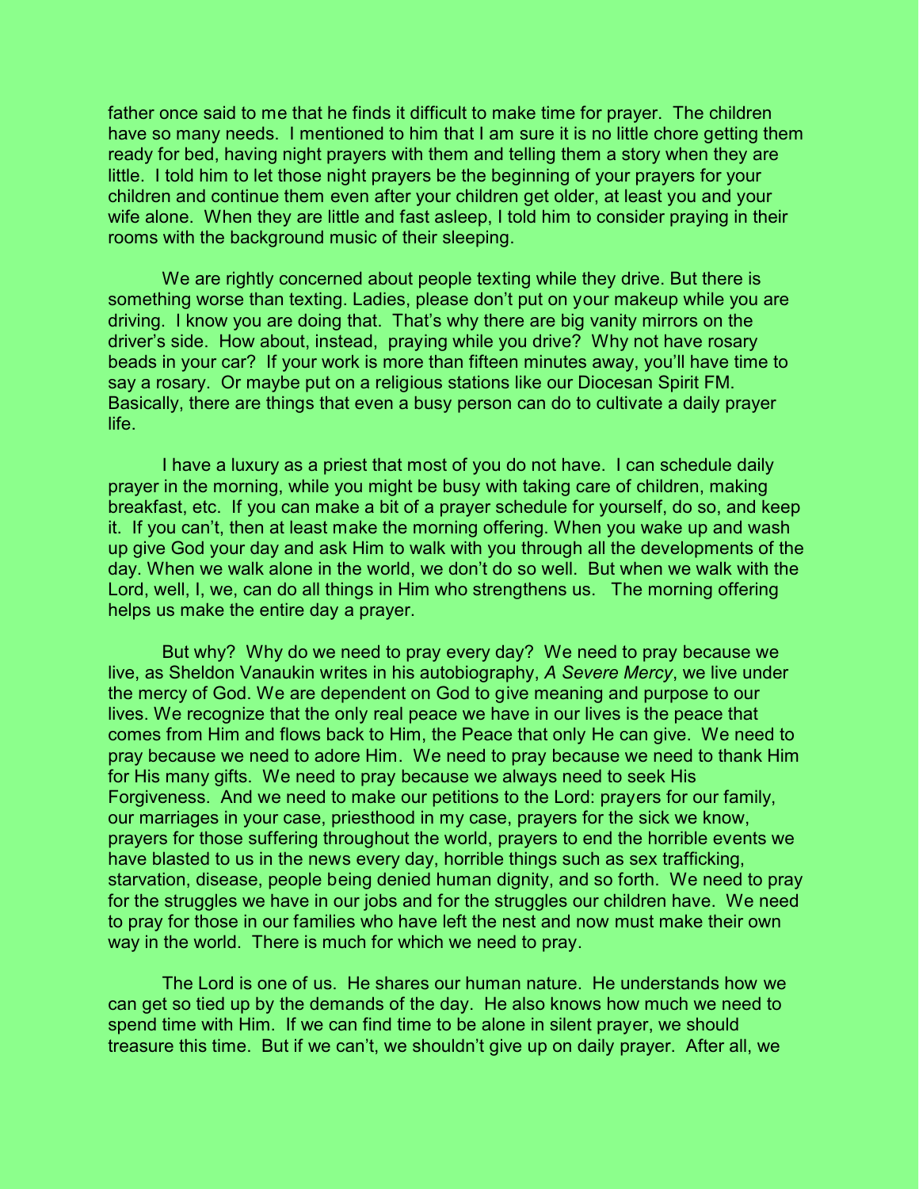father once said to me that he finds it difficult to make time for prayer. The children have so many needs. I mentioned to him that I am sure it is no little chore getting them ready for bed, having night prayers with them and telling them a story when they are little. I told him to let those night prayers be the beginning of your prayers for your children and continue them even after your children get older, at least you and your wife alone. When they are little and fast asleep, I told him to consider praying in their rooms with the background music of their sleeping.

We are rightly concerned about people texting while they drive. But there is something worse than texting. Ladies, please don't put on your makeup while you are driving. I know you are doing that. That's why there are big vanity mirrors on the driver's side. How about, instead, praying while you drive? Why not have rosary beads in your car? If your work is more than fifteen minutes away, you'll have time to say a rosary. Or maybe put on a religious stations like our Diocesan Spirit FM. Basically, there are things that even a busy person can do to cultivate a daily prayer life.

I have a luxury as a priest that most of you do not have. I can schedule daily prayer in the morning, while you might be busy with taking care of children, making breakfast, etc. If you can make a bit of a prayer schedule for yourself, do so, and keep it. If you can't, then at least make the morning offering. When you wake up and wash up give God your day and ask Him to walk with you through all the developments of the day. When we walk alone in the world, we don't do so well. But when we walk with the Lord, well, I, we, can do all things in Him who strengthens us. The morning offering helps us make the entire day a prayer.

But why? Why do we need to pray every day? We need to pray because we live, as Sheldon Vanaukin writes in his autobiography, *A Severe Mercy*, we live under the mercy of God. We are dependent on God to give meaning and purpose to our lives. We recognize that the only real peace we have in our lives is the peace that comes from Him and flows back to Him, the Peace that only He can give. We need to pray because we need to adore Him. We need to pray because we need to thank Him for His many gifts. We need to pray because we always need to seek His Forgiveness. And we need to make our petitions to the Lord: prayers for our family, our marriages in your case, priesthood in my case, prayers for the sick we know, prayers for those suffering throughout the world, prayers to end the horrible events we have blasted to us in the news every day, horrible things such as sex trafficking, starvation, disease, people being denied human dignity, and so forth. We need to pray for the struggles we have in our jobs and for the struggles our children have. We need to pray for those in our families who have left the nest and now must make their own way in the world. There is much for which we need to pray.

The Lord is one of us. He shares our human nature. He understands how we can get so tied up by the demands of the day. He also knows how much we need to spend time with Him. If we can find time to be alone in silent prayer, we should treasure this time. But if we can't, we shouldn't give up on daily prayer. After all, we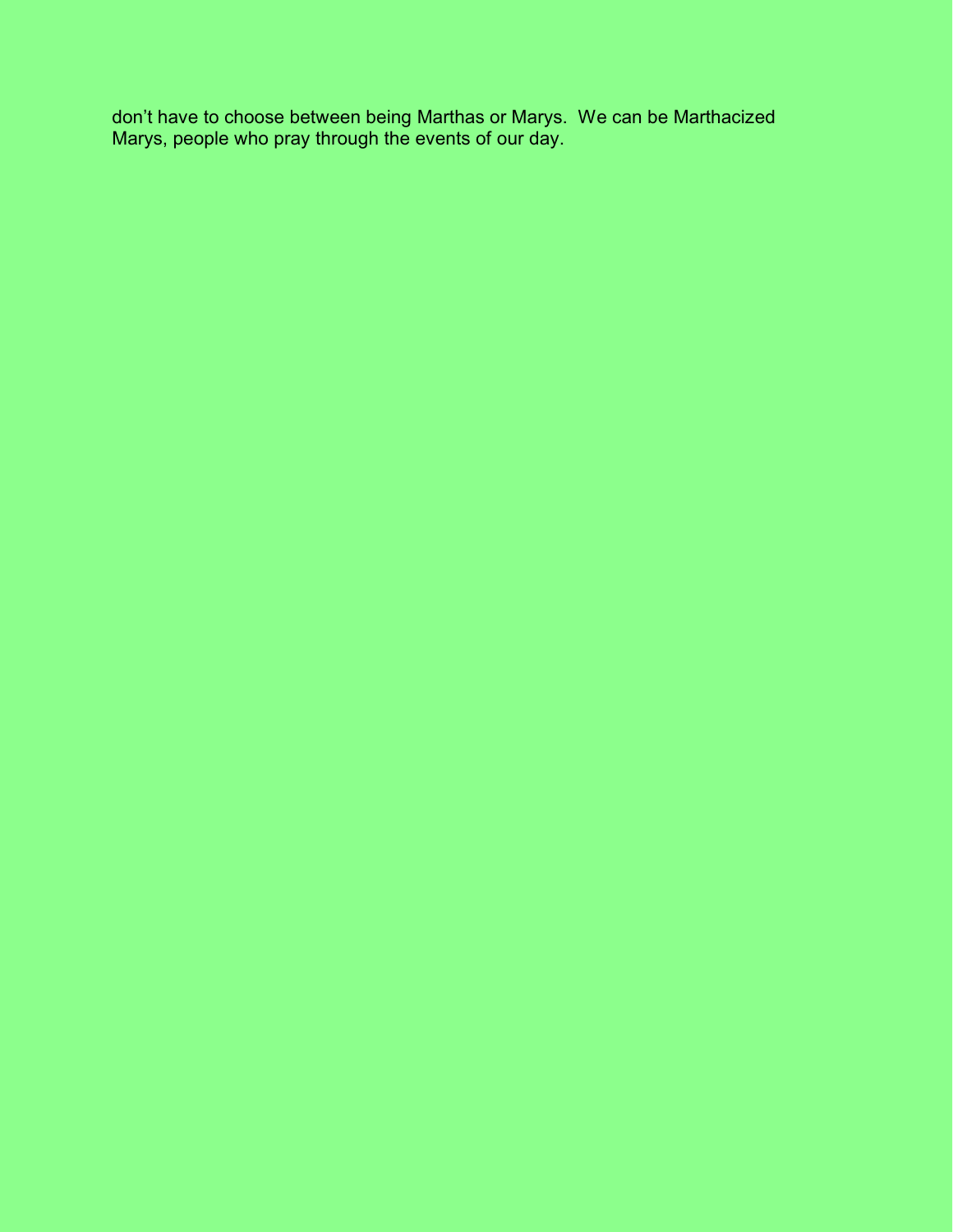don't have to choose between being Marthas or Marys.  We can be Marthacized Marys, people who pray through the events of our day.